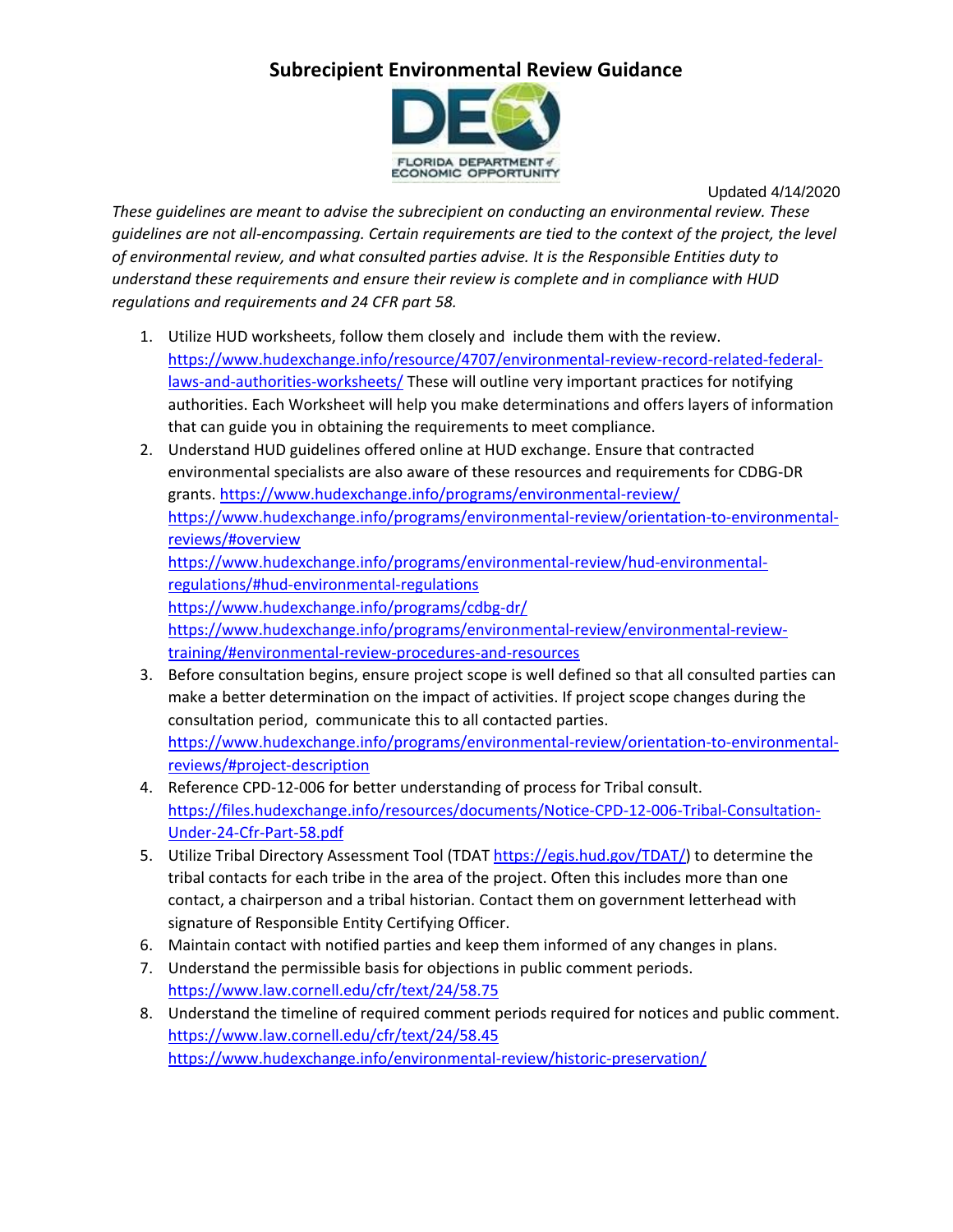# Subrecipient Environmental Review Guidance

FLORIDA DEPARTMENT of ECONOMIC OPPORTUNITY

Updated 4/14/2020

*These guidelines are meant to advise the subrecipient on conducting an environmental review. These guidelines are not all-encompassing. Certain requirements are tied to the context of the project, the level of environmental review, and what consulted parties advise. It is the Responsible Entities duty to understand these requirements and ensure their review is complete and in compliance with HUD regulations and requirements and 24 CFR part 58.*

1. Utilize HUD worksheets, follow them closely and include them with the review. https://www.hudexchange.info/resource/4707/environmental-review-record-related-federal-laws-and-authorities-worksheets/ These will outline very important practices for notifying authorities. Each Worksheet will help you make determinations and offers layers of information that can guide you in obtaining the requirements to meet compliance.
2. Understand HUD guidelines offered online at HUD exchange. Ensure that contracted environmental specialists are also aware of these resources and requirements for CDBG-DR grants. https://www.hudexchange.info/programs/environmental-review/
   https://www.hudexchange.info/programs/environmental-review/orientation-to-environmental-reviews/#overview
   https://www.hudexchange.info/programs/environmental-review/hud-environmental-regulations/#hud-environmental-regulations
   https://www.hudexchange.info/programs/cdbg-dr/
   https://www.hudexchange.info/programs/environmental-review/environmental-review-training/#environmental-review-procedures-and-resources
3. Before consultation begins, ensure project scope is well defined so that all consulted parties can make a better determination on the impact of activities. If project scope changes during the consultation period, communicate this to all contacted parties.
   https://www.hudexchange.info/programs/environmental-review/orientation-to-environmental-reviews/#project-description
4. Reference CPD-12-006 for better understanding of process for Tribal consult.
   https://files.hudexchange.info/resources/documents/Notice-CPD-12-006-Tribal-Consultation-Under-24-Cfr-Part-58.pdf
5. Utilize Tribal Directory Assessment Tool (TDAT https://egis.hud.gov/TDAT/) to determine the tribal contacts for each tribe in the area of the project. Often this includes more than one contact, a chairperson and a tribal historian. Contact them on government letterhead with signature of Responsible Entity Certifying Officer.
6. Maintain contact with notified parties and keep them informed of any changes in plans.
7. Understand the permissible basis for objections in public comment periods.
   https://www.law.cornell.edu/cfr/text/24/58.75
8. Understand the timeline of required comment periods required for notices and public comment.
   https://www.law.cornell.edu/cfr/text/24/58.45
   https://www.hudexchange.info/environmental-review/historic-preservation/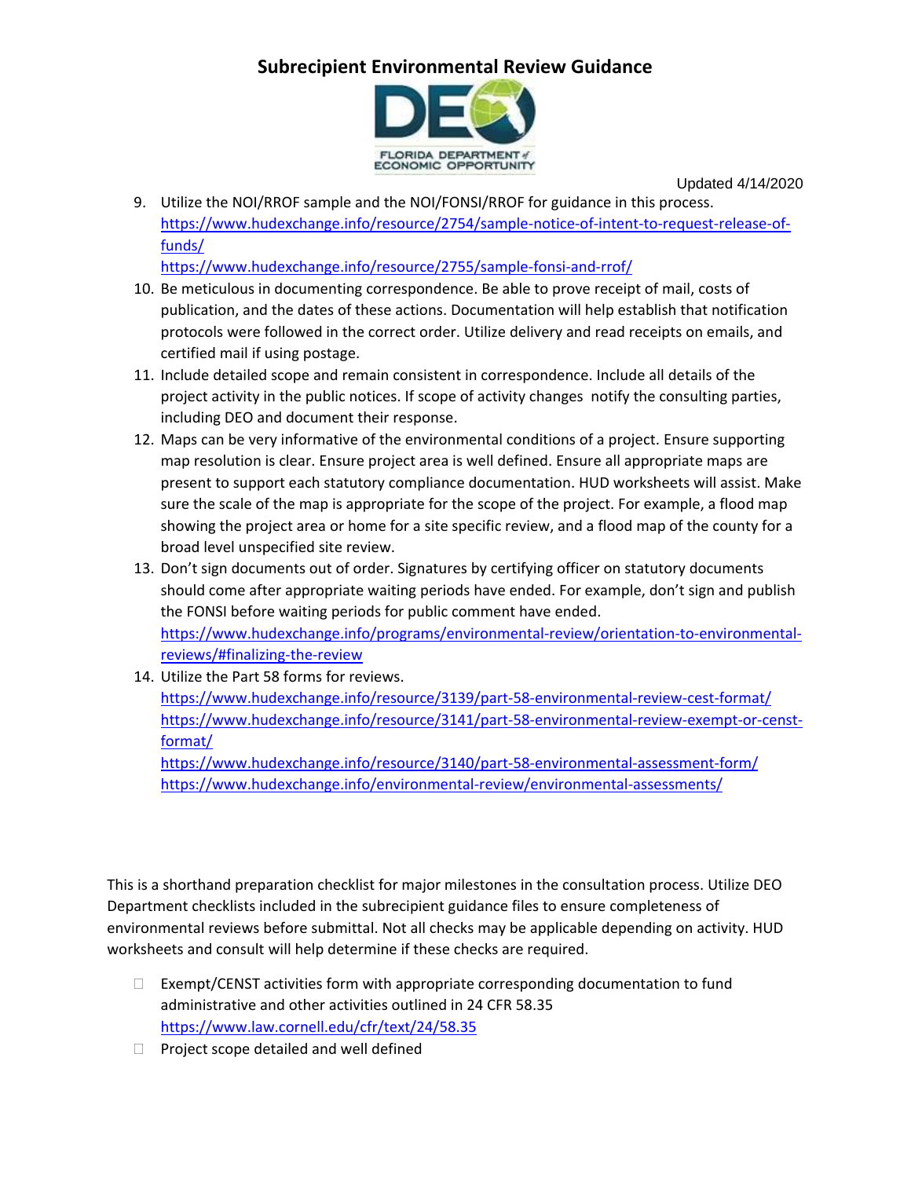9. Utilize the NOI/RROF sample and the NOI/FONSI/RROF for guidance in this process. https://www.hudexchange.info/resource/2754/sample-notice-of-intent-to-request-release-of-funds/ https://www.hudexchange.info/resource/2755/sample-fonsi-and-rrof/
10. Be meticulous in documenting correspondence. Be able to prove receipt of mail, costs of publication, and the dates of these actions. Documentation will help establish that notification protocols were followed in the correct order. Utilize delivery and read receipts on emails, and certified mail if using postage.
11. Include detailed scope and remain consistent in correspondence. Include all details of the project activity in the public notices. If scope of activity changes notify the consulting parties, including DEO and document their response.
12. Maps can be very informative of the environmental conditions of a project. Ensure supporting map resolution is clear. Ensure project area is well defined. Ensure all appropriate maps are present to support each statutory compliance documentation. HUD worksheets will assist. Make sure the scale of the map is appropriate for the scope of the project. For example, a flood map showing the project area or home for a site specific review, and a flood map of the county for a broad level unspecified site review.
13. Don't sign documents out of order. Signatures by certifying officer on statutory documents should come after appropriate waiting periods have ended. For example, don't sign and publish the FONSI before waiting periods for public comment have ended. https://www.hudexchange.info/programs/environmental-review/orientation-to-environmental-reviews/#finalizing-the-review
14. Utilize the Part 58 forms for reviews.
    https://www.hudexchange.info/resource/3139/part-58-environmental-review-cest-format/
    https://www.hudexchange.info/resource/3141/part-58-environmental-review-exempt-or-censt-format/
    https://www.hudexchange.info/resource/3140/part-58-environmental-assessment-form/
    https://www.hudexchange.info/environmental-review/environmental-assessments/

This is a shorthand preparation checklist for major milestones in the consultation process. Utilize DEO Department checklists included in the subrecipient guidance files to ensure completeness of environmental reviews before submittal. Not all checks may be applicable depending on activity. HUD worksheets and consult will help determine if these checks are required.

- ☐ Exempt/CENST activities form with appropriate corresponding documentation to fund administrative and other activities outlined in 24 CFR 58.35 https://www.law.cornell.edu/cfr/text/24/58.35
- ☐ Project scope detailed and well defined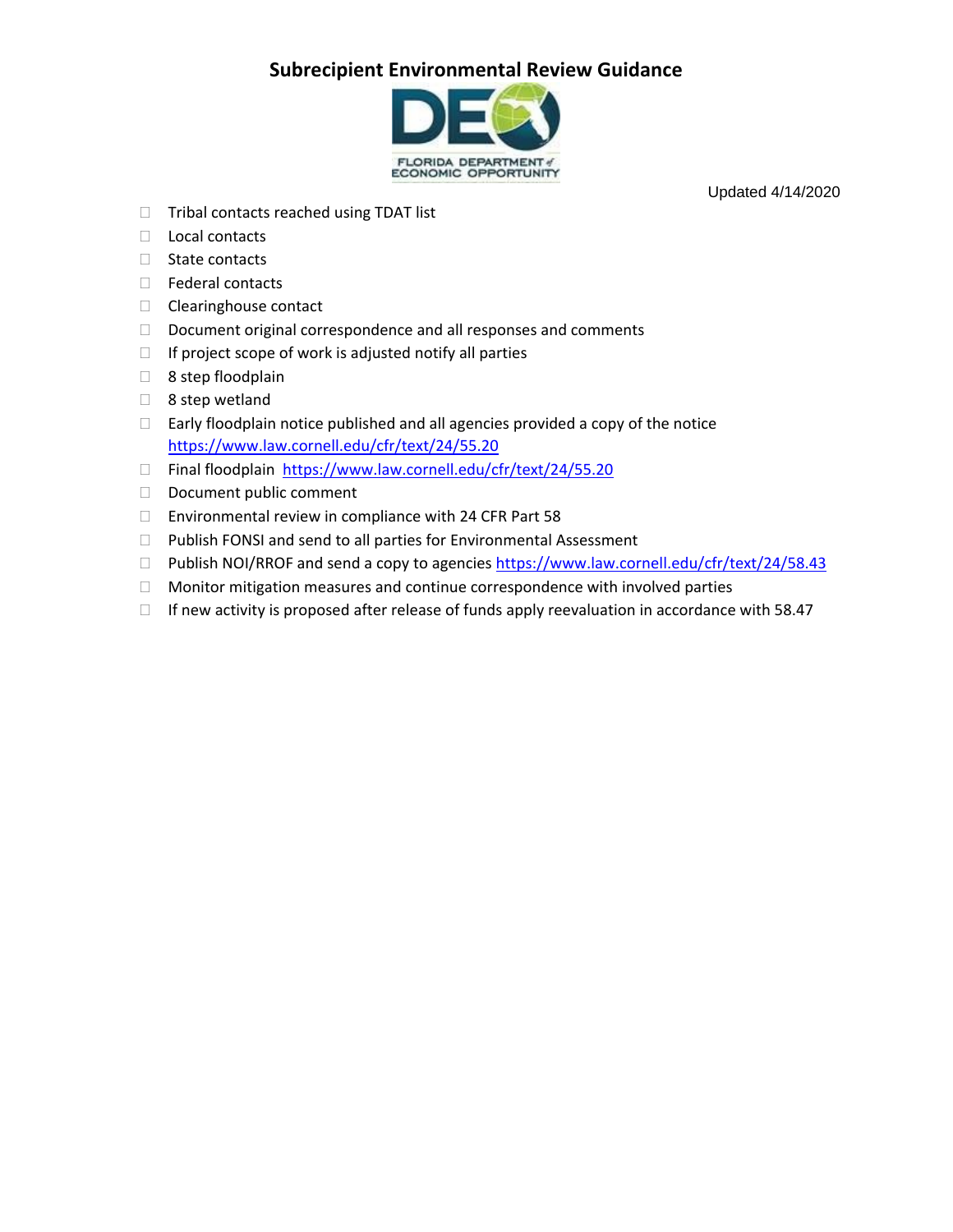# Subrecipient Environmental Review Guidance

FLORIDA DEPARTMENT of ECONOMIC OPPORTUNITY

Updated 4/14/2020

- ☐ Tribal contacts reached using TDAT list
- ☐ Local contacts
- ☐ State contacts
- ☐ Federal contacts
- ☐ Clearinghouse contact
- ☐ Document original correspondence and all responses and comments
- ☐ If project scope of work is adjusted notify all parties
- ☐ 8 step floodplain
- ☐ 8 step wetland
- ☐ Early floodplain notice published and all agencies provided a copy of the notice https://www.law.cornell.edu/cfr/text/24/55.20
- ☐ Final floodplain https://www.law.cornell.edu/cfr/text/24/55.20
- ☐ Document public comment
- ☐ Environmental review in compliance with 24 CFR Part 58
- ☐ Publish FONSI and send to all parties for Environmental Assessment
- ☐ Publish NOI/RROF and send a copy to agencies https://www.law.cornell.edu/cfr/text/24/58.43
- ☐ Monitor mitigation measures and continue correspondence with involved parties
- ☐ If new activity is proposed after release of funds apply reevaluation in accordance with 58.47